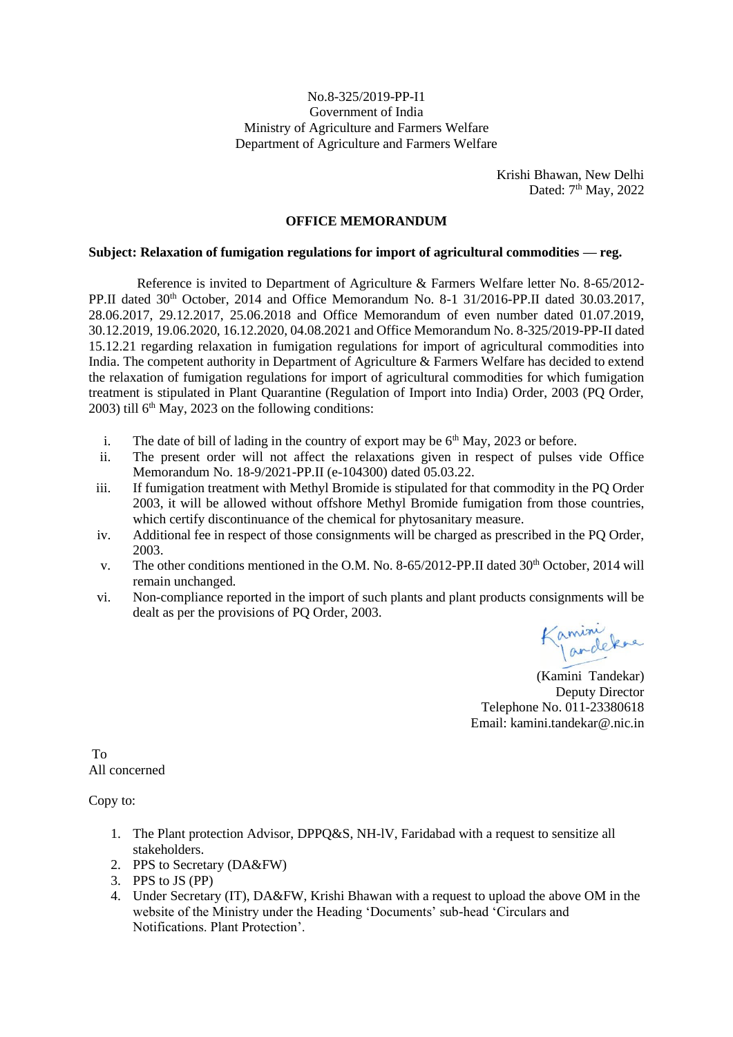No.8-325/2019-PP-I1
Government of India
Ministry of Agriculture and Farmers Welfare
Department of Agriculture and Farmers Welfare

Krishi Bhawan, New Delhi
Dated: 7th May, 2022

## OFFICE MEMORANDUM

**Subject: Relaxation of fumigation regulations for import of agricultural commodities — reg.**

Reference is invited to Department of Agriculture & Farmers Welfare letter No. 8-65/2012-PP.II dated 30th October, 2014 and Office Memorandum No. 8-1 31/2016-PP.II dated 30.03.2017, 28.06.2017, 29.12.2017, 25.06.2018 and Office Memorandum of even number dated 01.07.2019, 30.12.2019, 19.06.2020, 16.12.2020, 04.08.2021 and Office Memorandum No. 8-325/2019-PP-II dated 15.12.21 regarding relaxation in fumigation regulations for import of agricultural commodities into India. The competent authority in Department of Agriculture & Farmers Welfare has decided to extend the relaxation of fumigation regulations for import of agricultural commodities for which fumigation treatment is stipulated in Plant Quarantine (Regulation of Import into India) Order, 2003 (PQ Order, 2003) till 6th May, 2023 on the following conditions:

i. The date of bill of lading in the country of export may be 6th May, 2023 or before.
ii. The present order will not affect the relaxations given in respect of pulses vide Office Memorandum No. 18-9/2021-PP.II (e-104300) dated 05.03.22.
iii. If fumigation treatment with Methyl Bromide is stipulated for that commodity in the PQ Order 2003, it will be allowed without offshore Methyl Bromide fumigation from those countries, which certify discontinuance of the chemical for phytosanitary measure.
iv. Additional fee in respect of those consignments will be charged as prescribed in the PQ Order, 2003.
v. The other conditions mentioned in the O.M. No. 8-65/2012-PP.II dated 30th October, 2014 will remain unchanged.
vi. Non-compliance reported in the import of such plants and plant products consignments will be dealt as per the provisions of PQ Order, 2003.

(Kamini Tandekar)
Deputy Director
Telephone No. 011-23380618
Email: kamini.tandekar@.nic.in

To
All concerned

Copy to:

1. The Plant protection Advisor, DPPQ&S, NH-lV, Faridabad with a request to sensitize all stakeholders.
2. PPS to Secretary (DA&FW)
3. PPS to JS (PP)
4. Under Secretary (IT), DA&FW, Krishi Bhawan with a request to upload the above OM in the website of the Ministry under the Heading 'Documents' sub-head 'Circulars and Notifications. Plant Protection'.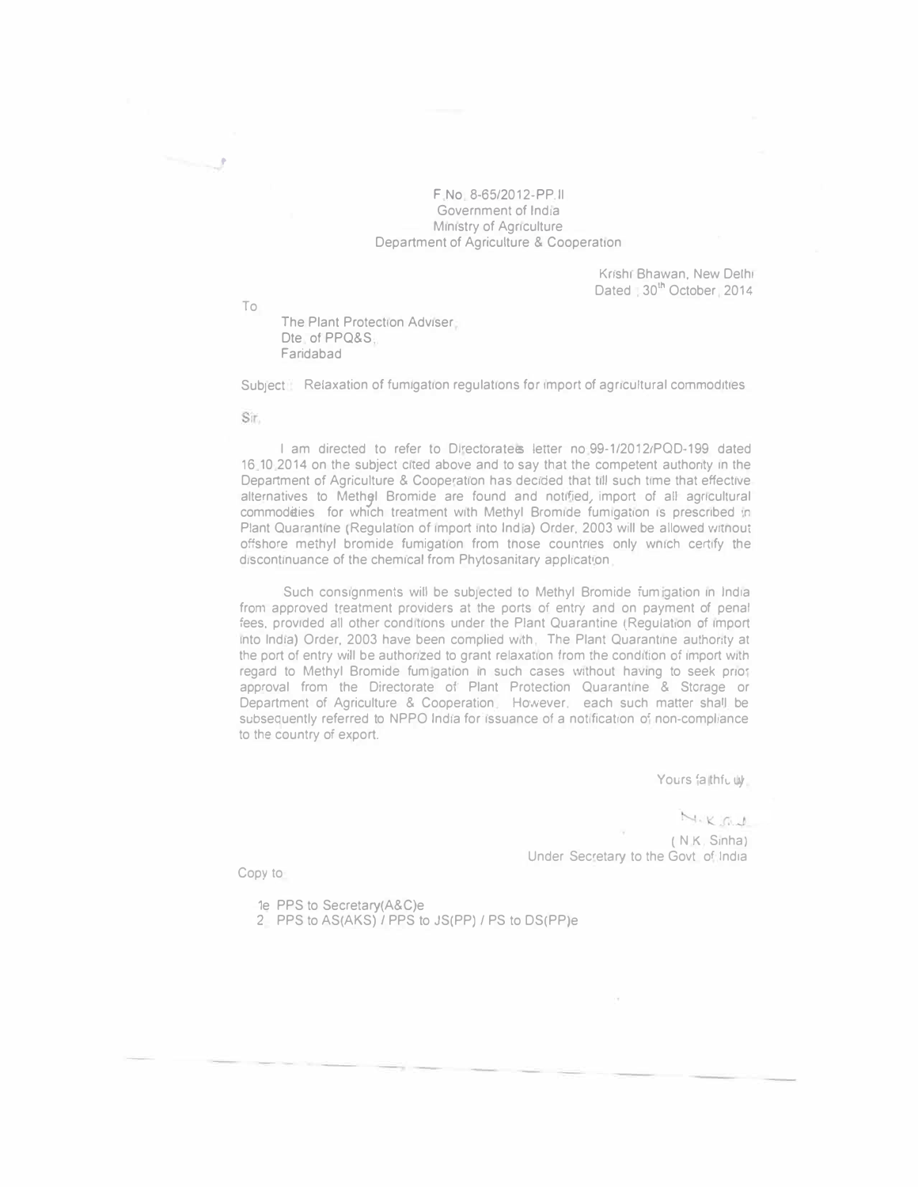F.No. 8-65/2012-PP.II
Government of India
Ministry of Agriculture
Department of Agriculture & Cooperation

Krishi Bhawan, New Delhi
Dated : 30th October, 2014

To

The Plant Protection Adviser,
Dte. of PPQ&S,
Faridabad

Subject : Relaxation of fumigation regulations for import of agricultural commodities

Sir,

I am directed to refer to Directorate's letter no.99-1/2012/PQD-199 dated 16.10.2014 on the subject cited above and to say that the competent authority in the Department of Agriculture & Cooperation has decided that till such time that effective alternatives to Methyl Bromide are found and notified, import of all agricultural commodities for which treatment with Methyl Bromide fumigation is prescribed in Plant Quarantine (Regulation of import into India) Order, 2003 will be allowed without offshore methyl bromide fumigation from those countries only which certify the discontinuance of the chemical from Phytosanitary application.

Such consignments will be subjected to Methyl Bromide fumigation in India from approved treatment providers at the ports of entry and on payment of penal fees, provided all other conditions under the Plant Quarantine (Regulation of import into India) Order, 2003 have been complied with. The Plant Quarantine authority at the port of entry will be authorized to grant relaxation from the condition of import with regard to Methyl Bromide fumigation in such cases without having to seek prior approval from the Directorate of Plant Protection Quarantine & Storage or Department of Agriculture & Cooperation. However, each such matter shall be subsequently referred to NPPO India for issuance of a notification of non-compliance to the country of export.

Yours faithfully,

N.K.S.

(N.K. Sinha)
Under Secretary to the Govt. of India

Copy to:

1. PPS to Secretary(A&C).
2. PPS to AS(AKS) / PPS to JS(PP) / PS to DS(PP).